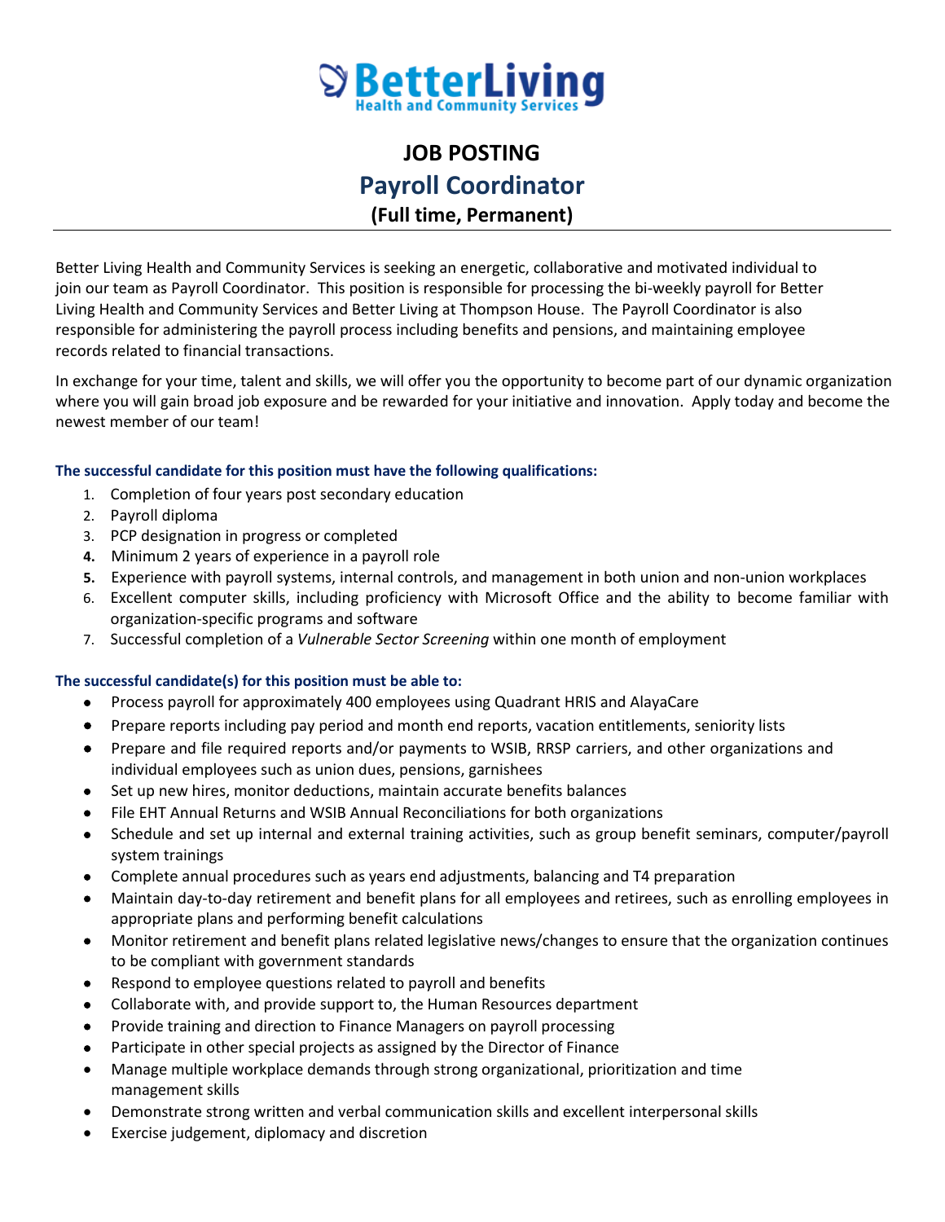**BetterLiving**
**Health and Community Services**

# JOB POSTING

## Payroll Coordinator

### (Full time, Permanent)

---

Better Living Health and Community Services is seeking an energetic, collaborative and motivated individual to join our team as Payroll Coordinator. This position is responsible for processing the bi-weekly payroll for Better Living Health and Community Services and Better Living at Thompson House. The Payroll Coordinator is also responsible for administering the payroll process including benefits and pensions, and maintaining employee records related to financial transactions.

In exchange for your time, talent and skills, we will offer you the opportunity to become part of our dynamic organization where you will gain broad job exposure and be rewarded for your initiative and innovation. Apply today and become the newest member of our team!

**The successful candidate for this position must have the following qualifications:**

1. Completion of four years post secondary education
2. Payroll diploma
3. PCP designation in progress or completed
4. Minimum 2 years of experience in a payroll role
5. Experience with payroll systems, internal controls, and management in both union and non-union workplaces
6. Excellent computer skills, including proficiency with Microsoft Office and the ability to become familiar with organization-specific programs and software
7. Successful completion of a *Vulnerable Sector Screening* within one month of employment

**The successful candidate(s) for this position must be able to:**

- Process payroll for approximately 400 employees using Quadrant HRIS and AlayaCare
- Prepare reports including pay period and month end reports, vacation entitlements, seniority lists
- Prepare and file required reports and/or payments to WSIB, RRSP carriers, and other organizations and individual employees such as union dues, pensions, garnishees
- Set up new hires, monitor deductions, maintain accurate benefits balances
- File EHT Annual Returns and WSIB Annual Reconciliations for both organizations
- Schedule and set up internal and external training activities, such as group benefit seminars, computer/payroll system trainings
- Complete annual procedures such as years end adjustments, balancing and T4 preparation
- Maintain day-to-day retirement and benefit plans for all employees and retirees, such as enrolling employees in appropriate plans and performing benefit calculations
- Monitor retirement and benefit plans related legislative news/changes to ensure that the organization continues to be compliant with government standards
- Respond to employee questions related to payroll and benefits
- Collaborate with, and provide support to, the Human Resources department
- Provide training and direction to Finance Managers on payroll processing
- Participate in other special projects as assigned by the Director of Finance
- Manage multiple workplace demands through strong organizational, prioritization and time management skills
- Demonstrate strong written and verbal communication skills and excellent interpersonal skills
- Exercise judgement, diplomacy and discretion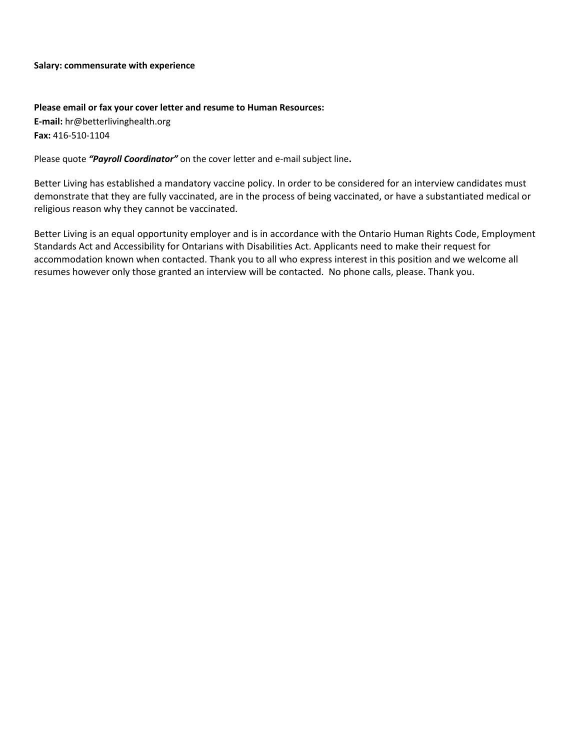**Salary: commensurate with experience**

**Please email or fax your cover letter and resume to Human Resources:**
**E-mail:** hr@betterlivinghealth.org
**Fax:** 416-510-1104

Please quote ***"Payroll Coordinator"*** on the cover letter and e-mail subject line**.**

Better Living has established a mandatory vaccine policy. In order to be considered for an interview candidates must demonstrate that they are fully vaccinated, are in the process of being vaccinated, or have a substantiated medical or religious reason why they cannot be vaccinated.

Better Living is an equal opportunity employer and is in accordance with the Ontario Human Rights Code, Employment Standards Act and Accessibility for Ontarians with Disabilities Act. Applicants need to make their request for accommodation known when contacted. Thank you to all who express interest in this position and we welcome all resumes however only those granted an interview will be contacted. No phone calls, please. Thank you.